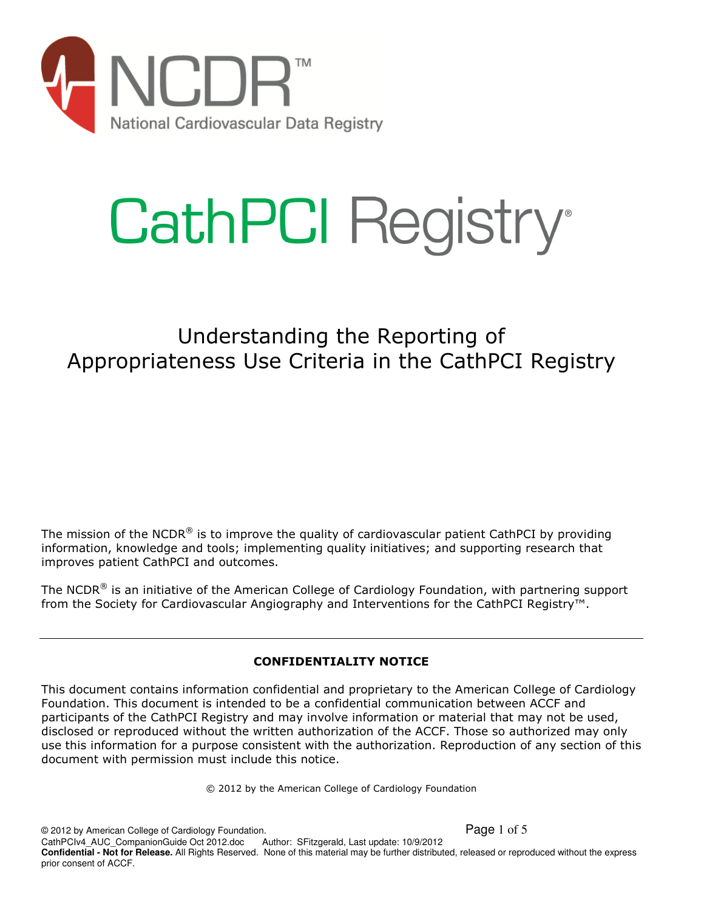# NCDR™

National Cardiovascular Data Registry

# CathPCI Registry®

## Understanding the Reporting of Appropriateness Use Criteria in the CathPCI Registry

The mission of the NCDR® is to improve the quality of cardiovascular patient CathPCI by providing information, knowledge and tools; implementing quality initiatives; and supporting research that improves patient CathPCI and outcomes.

The NCDR® is an initiative of the American College of Cardiology Foundation, with partnering support from the Society for Cardiovascular Angiography and Interventions for the CathPCI Registry™.

---

**CONFIDENTIALITY NOTICE**

This document contains information confidential and proprietary to the American College of Cardiology Foundation. This document is intended to be a confidential communication between ACCF and participants of the CathPCI Registry and may involve information or material that may not be used, disclosed or reproduced without the written authorization of the ACCF. Those so authorized may only use this information for a purpose consistent with the authorization. Reproduction of any section of this document with permission must include this notice.

© 2012 by the American College of Cardiology Foundation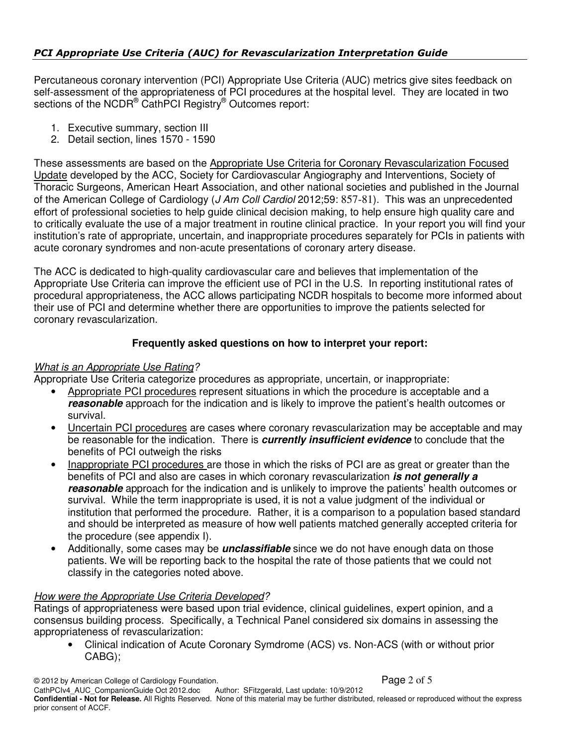## *PCI Appropriate Use Criteria (AUC) for Revascularization Interpretation Guide*

Percutaneous coronary intervention (PCI) Appropriate Use Criteria (AUC) metrics give sites feedback on self-assessment of the appropriateness of PCI procedures at the hospital level. They are located in two sections of the NCDR® CathPCI Registry® Outcomes report:

1. Executive summary, section III
2. Detail section, lines 1570 - 1590

These assessments are based on the Appropriate Use Criteria for Coronary Revascularization Focused Update developed by the ACC, Society for Cardiovascular Angiography and Interventions, Society of Thoracic Surgeons, American Heart Association, and other national societies and published in the Journal of the American College of Cardiology (*J Am Coll Cardiol* 2012;59: 857-81). This was an unprecedented effort of professional societies to help guide clinical decision making, to help ensure high quality care and to critically evaluate the use of a major treatment in routine clinical practice. In your report you will find your institution's rate of appropriate, uncertain, and inappropriate procedures separately for PCIs in patients with acute coronary syndromes and non-acute presentations of coronary artery disease.

The ACC is dedicated to high-quality cardiovascular care and believes that implementation of the Appropriate Use Criteria can improve the efficient use of PCI in the U.S. In reporting institutional rates of procedural appropriateness, the ACC allows participating NCDR hospitals to become more informed about their use of PCI and determine whether there are opportunities to improve the patients selected for coronary revascularization.

### Frequently asked questions on how to interpret your report:

*What is an Appropriate Use Rating?*

Appropriate Use Criteria categorize procedures as appropriate, uncertain, or inappropriate:

- Appropriate PCI procedures represent situations in which the procedure is acceptable and a ***reasonable*** approach for the indication and is likely to improve the patient's health outcomes or survival.
- Uncertain PCI procedures are cases where coronary revascularization may be acceptable and may be reasonable for the indication. There is ***currently insufficient evidence*** to conclude that the benefits of PCI outweigh the risks
- Inappropriate PCI procedures are those in which the risks of PCI are as great or greater than the benefits of PCI and also are cases in which coronary revascularization ***is not generally a reasonable*** approach for the indication and is unlikely to improve the patients' health outcomes or survival. While the term inappropriate is used, it is not a value judgment of the individual or institution that performed the procedure. Rather, it is a comparison to a population based standard and should be interpreted as measure of how well patients matched generally accepted criteria for the procedure (see appendix I).
- Additionally, some cases may be ***unclassifiable*** since we do not have enough data on those patients. We will be reporting back to the hospital the rate of those patients that we could not classify in the categories noted above.

*How were the Appropriate Use Criteria Developed?*

Ratings of appropriateness were based upon trial evidence, clinical guidelines, expert opinion, and a consensus building process. Specifically, a Technical Panel considered six domains in assessing the appropriateness of revascularization:

- Clinical indication of Acute Coronary Symdrome (ACS) vs. Non-ACS (with or without prior CABG);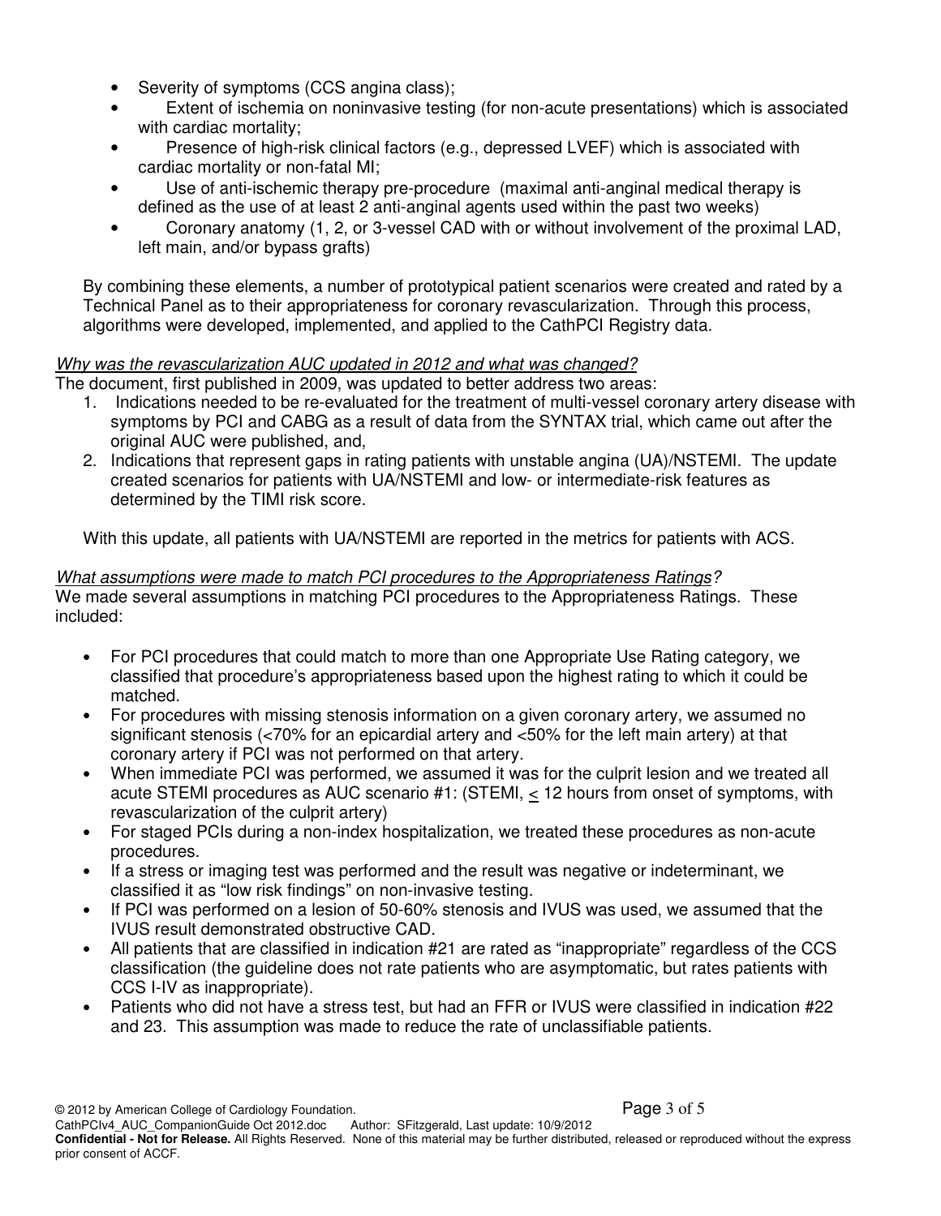- Severity of symptoms (CCS angina class);
- Extent of ischemia on noninvasive testing (for non-acute presentations) which is associated with cardiac mortality;
- Presence of high-risk clinical factors (e.g., depressed LVEF) which is associated with cardiac mortality or non-fatal MI;
- Use of anti-ischemic therapy pre-procedure (maximal anti-anginal medical therapy is defined as the use of at least 2 anti-anginal agents used within the past two weeks)
- Coronary anatomy (1, 2, or 3-vessel CAD with or without involvement of the proximal LAD, left main, and/or bypass grafts)

By combining these elements, a number of prototypical patient scenarios were created and rated by a Technical Panel as to their appropriateness for coronary revascularization. Through this process, algorithms were developed, implemented, and applied to the CathPCI Registry data.

*Why was the revascularization AUC updated in 2012 and what was changed?*

The document, first published in 2009, was updated to better address two areas:

1. Indications needed to be re-evaluated for the treatment of multi-vessel coronary artery disease with symptoms by PCI and CABG as a result of data from the SYNTAX trial, which came out after the original AUC were published, and,
2. Indications that represent gaps in rating patients with unstable angina (UA)/NSTEMI. The update created scenarios for patients with UA/NSTEMI and low- or intermediate-risk features as determined by the TIMI risk score.

With this update, all patients with UA/NSTEMI are reported in the metrics for patients with ACS.

*What assumptions were made to match PCI procedures to the Appropriateness Ratings?*

We made several assumptions in matching PCI procedures to the Appropriateness Ratings. These included:

- For PCI procedures that could match to more than one Appropriate Use Rating category, we classified that procedure's appropriateness based upon the highest rating to which it could be matched.
- For procedures with missing stenosis information on a given coronary artery, we assumed no significant stenosis (<70% for an epicardial artery and <50% for the left main artery) at that coronary artery if PCI was not performed on that artery.
- When immediate PCI was performed, we assumed it was for the culprit lesion and we treated all acute STEMI procedures as AUC scenario #1: (STEMI, $\leq$ 12 hours from onset of symptoms, with revascularization of the culprit artery)
- For staged PCIs during a non-index hospitalization, we treated these procedures as non-acute procedures.
- If a stress or imaging test was performed and the result was negative or indeterminant, we classified it as "low risk findings" on non-invasive testing.
- If PCI was performed on a lesion of 50-60% stenosis and IVUS was used, we assumed that the IVUS result demonstrated obstructive CAD.
- All patients that are classified in indication #21 are rated as "inappropriate" regardless of the CCS classification (the guideline does not rate patients who are asymptomatic, but rates patients with CCS I-IV as inappropriate).
- Patients who did not have a stress test, but had an FFR or IVUS were classified in indication #22 and 23. This assumption was made to reduce the rate of unclassifiable patients.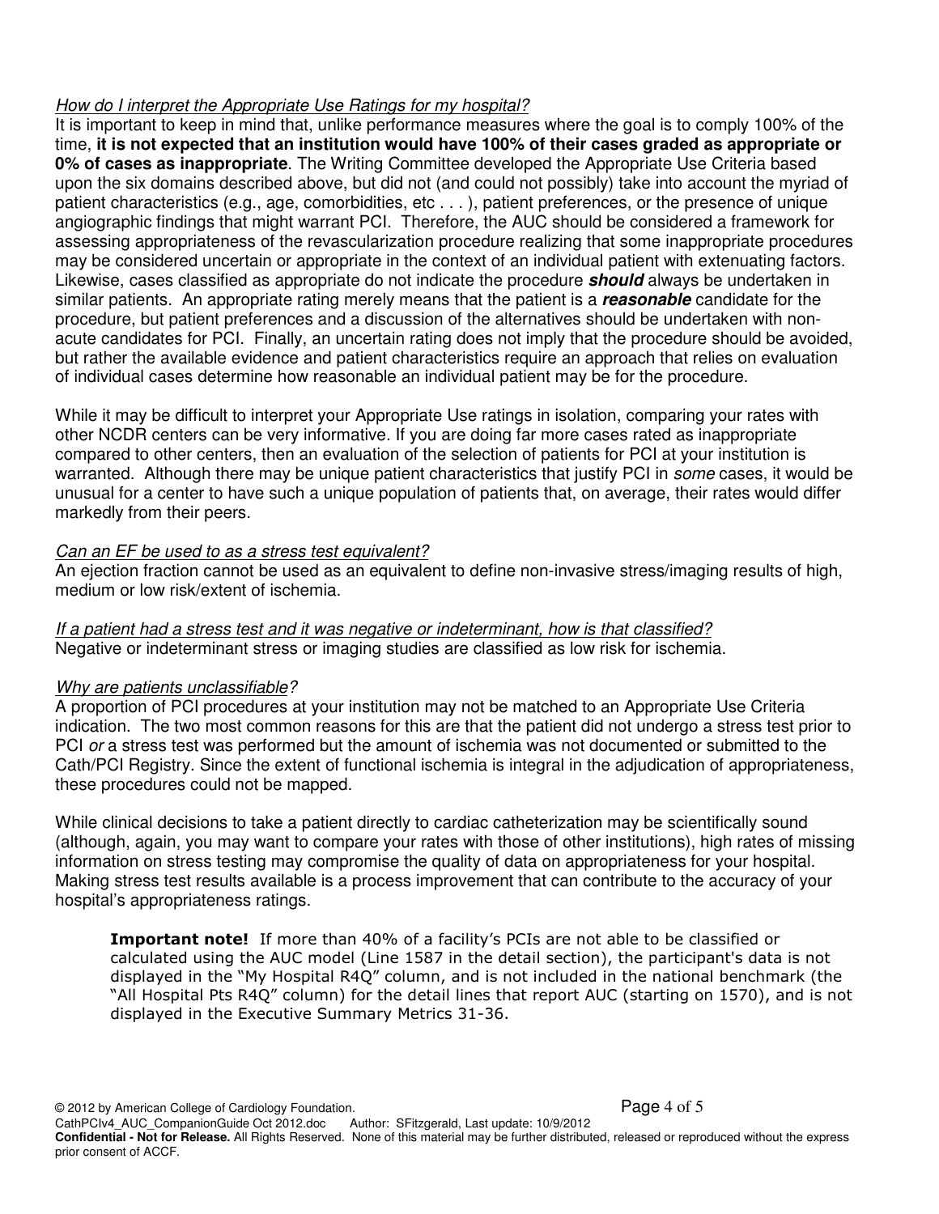*How do I interpret the Appropriate Use Ratings for my hospital?*

It is important to keep in mind that, unlike performance measures where the goal is to comply 100% of the time, **it is not expected that an institution would have 100% of their cases graded as appropriate or 0% of cases as inappropriate**. The Writing Committee developed the Appropriate Use Criteria based upon the six domains described above, but did not (and could not possibly) take into account the myriad of patient characteristics (e.g., age, comorbidities, etc . . . ), patient preferences, or the presence of unique angiographic findings that might warrant PCI. Therefore, the AUC should be considered a framework for assessing appropriateness of the revascularization procedure realizing that some inappropriate procedures may be considered uncertain or appropriate in the context of an individual patient with extenuating factors. Likewise, cases classified as appropriate do not indicate the procedure ***should*** always be undertaken in similar patients. An appropriate rating merely means that the patient is a ***reasonable*** candidate for the procedure, but patient preferences and a discussion of the alternatives should be undertaken with non-acute candidates for PCI. Finally, an uncertain rating does not imply that the procedure should be avoided, but rather the available evidence and patient characteristics require an approach that relies on evaluation of individual cases determine how reasonable an individual patient may be for the procedure.

While it may be difficult to interpret your Appropriate Use ratings in isolation, comparing your rates with other NCDR centers can be very informative. If you are doing far more cases rated as inappropriate compared to other centers, then an evaluation of the selection of patients for PCI at your institution is warranted. Although there may be unique patient characteristics that justify PCI in *some* cases, it would be unusual for a center to have such a unique population of patients that, on average, their rates would differ markedly from their peers.

*Can an EF be used to as a stress test equivalent?*

An ejection fraction cannot be used as an equivalent to define non-invasive stress/imaging results of high, medium or low risk/extent of ischemia.

*If a patient had a stress test and it was negative or indeterminant, how is that classified?*

Negative or indeterminant stress or imaging studies are classified as low risk for ischemia.

*Why are patients unclassifiable?*

A proportion of PCI procedures at your institution may not be matched to an Appropriate Use Criteria indication. The two most common reasons for this are that the patient did not undergo a stress test prior to PCI *or* a stress test was performed but the amount of ischemia was not documented or submitted to the Cath/PCI Registry. Since the extent of functional ischemia is integral in the adjudication of appropriateness, these procedures could not be mapped.

While clinical decisions to take a patient directly to cardiac catheterization may be scientifically sound (although, again, you may want to compare your rates with those of other institutions), high rates of missing information on stress testing may compromise the quality of data on appropriateness for your hospital. Making stress test results available is a process improvement that can contribute to the accuracy of your hospital's appropriateness ratings.

> **Important note!** If more than 40% of a facility's PCIs are not able to be classified or calculated using the AUC model (Line 1587 in the detail section), the participant's data is not displayed in the "My Hospital R4Q" column, and is not included in the national benchmark (the "All Hospital Pts R4Q" column) for the detail lines that report AUC (starting on 1570), and is not displayed in the Executive Summary Metrics 31-36.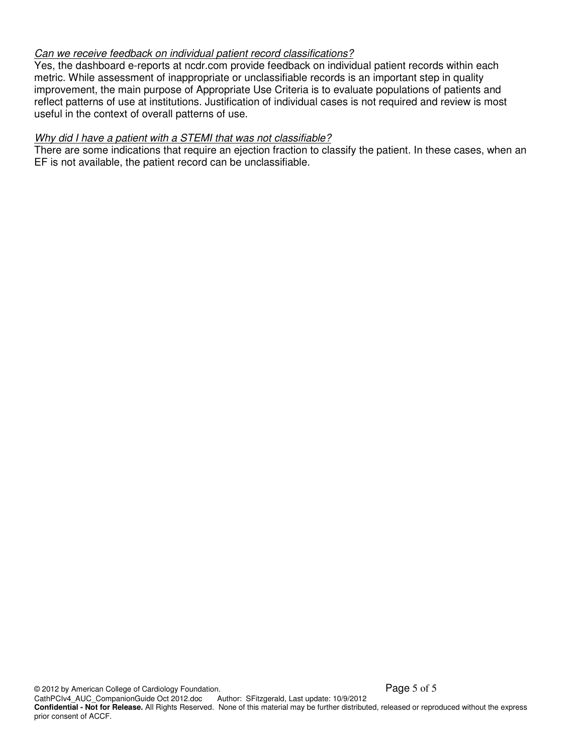*Can we receive feedback on individual patient record classifications?*

Yes, the dashboard e-reports at ncdr.com provide feedback on individual patient records within each metric. While assessment of inappropriate or unclassifiable records is an important step in quality improvement, the main purpose of Appropriate Use Criteria is to evaluate populations of patients and reflect patterns of use at institutions. Justification of individual cases is not required and review is most useful in the context of overall patterns of use.

*Why did I have a patient with a STEMI that was not classifiable?*

There are some indications that require an ejection fraction to classify the patient. In these cases, when an EF is not available, the patient record can be unclassifiable.